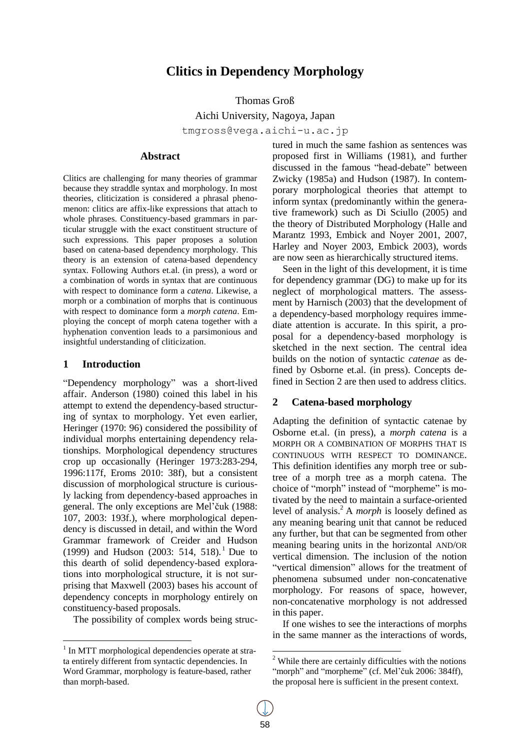# Clitics in Dependency Morphology

Thomas Groß

Aichi University, Nagoya, Japan

tmgross@vega.aichi-u.ac.jp

## Abstract

Clitics are challenging for many theories of grammar because they straddle syntax and morphology. In most theories, cliticization is considered a phrasal phenomenon: clitics are affix-like expressions that attach to whole phrases. Constituency-based grammars in particular struggle with the exact constituent structure of such expressions. This paper proposes a solution based on catena-based dependency morphology. This theory is an extension of catena-based dependency syntax. Following Authors et.al. (in press), a word or a combination of words in syntax that are continuous with respect to dominance form a *catena*. Likewise, a morph or a combination of morphs that is continuous with respect to dominance form a *morph catena*. Employing the concept of morph catena together with a hyphenation convention leads to a parsimonious and insightful understanding of cliticization.

## 1 Introduction

"Dependency morphology" was a short-lived affair. Anderson (1980) coined this label in his attempt to extend the dependency-based structuring of syntax to morphology. Yet even earlier, Heringer (1970: 96) considered the possibility of individual morphs entertaining dependency relationships. Morphological dependency structures crop up occasionally (Heringer 1973:283-294, 1996:117f, Eroms 2010: 38f), but a consistent discussion of morphological structure is curiously lacking from dependency-based approaches in general. The only exceptions are Mel'čuk (1988: 107, 2003: 193f.), where morphological dependency is discussed in detail, and within the Word Grammar framework of Creider and Hudson (1999) and Hudson (2003: 514, 518).[1] Due to this dearth of solid dependency-based explorations into morphological structure, it is not surprising that Maxwell (2003) bases his account of dependency concepts in morphology entirely on constituency-based proposals.

The possibility of complex words being structured in much the same fashion as sentences was proposed first in Williams (1981), and further discussed in the famous "head-debate" between Zwicky (1985a) and Hudson (1987). In contemporary morphological theories that attempt to inform syntax (predominantly within the generative framework) such as Di Sciullo (2005) and the theory of Distributed Morphology (Halle and Marantz 1993, Embick and Noyer 2001, 2007, Harley and Noyer 2003, Embick 2003), words are now seen as hierarchically structured items.

Seen in the light of this development, it is time for dependency grammar (DG) to make up for its neglect of morphological matters. The assessment by Harnisch (2003) that the development of a dependency-based morphology requires immediate attention is accurate. In this spirit, a proposal for a dependency-based morphology is sketched in the next section. The central idea builds on the notion of syntactic *catenae* as defined by Osborne et.al. (in press). Concepts defined in Section 2 are then used to address clitics.

## 2 Catena-based morphology

Adapting the definition of syntactic catenae by Osborne et.al. (in press), a *morph catena* is a MORPH OR A COMBINATION OF MORPHS THAT IS CONTINUOUS WITH RESPECT TO DOMINANCE. This definition identifies any morph tree or subtree of a morph tree as a morph catena. The choice of "morph" instead of "morpheme" is motivated by the need to maintain a surface-oriented level of analysis.[2] A *morph* is loosely defined as any meaning bearing unit that cannot be reduced any further, but that can be segmented from other meaning bearing units in the horizontal AND/OR vertical dimension. The inclusion of the notion "vertical dimension" allows for the treatment of phenomena subsumed under non-concatenative morphology. For reasons of space, however, non-concatenative morphology is not addressed in this paper.

If one wishes to see the interactions of morphs in the same manner as the interactions of words,

---

[1] In MTT morphological dependencies operate at strata entirely different from syntactic dependencies. In Word Grammar, morphology is feature-based, rather than morph-based.

[2] While there are certainly difficulties with the notions "morph" and "morpheme" (cf. Mel'čuk 2006: 384ff), the proposal here is sufficient in the present context.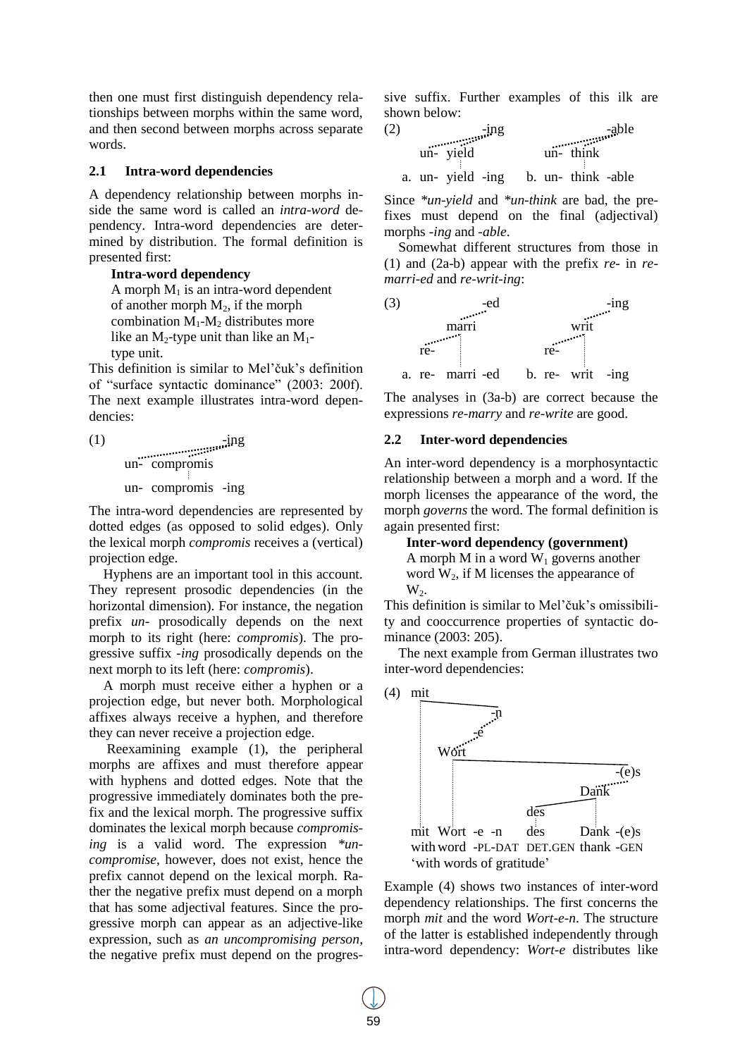then one must first distinguish dependency relationships between morphs within the same word, and then second between morphs across separate words.

### 2.1 Intra-word dependencies

A dependency relationship between morphs inside the same word is called an *intra-word* dependency. Intra-word dependencies are determined by distribution. The formal definition is presented first:

> **Intra-word dependency**
> A morph $M_1$ is an intra-word dependent of another morph $M_2$, if the morph combination $M_1$-$M_2$ distributes more like an $M_2$-type unit than like an $M_1$-type unit.

This definition is similar to Mel'čuk's definition of "surface syntactic dominance" (2003: 200f). The next example illustrates intra-word dependencies:

(1)

```
                      -ing
      un-  compromis
      un-  compromis  -ing
```

The intra-word dependencies are represented by dotted edges (as opposed to solid edges). Only the lexical morph *compromis* receives a (vertical) projection edge.

Hyphens are an important tool in this account. They represent prosodic dependencies (in the horizontal dimension). For instance, the negation prefix *un-* prosodically depends on the next morph to its right (here: *compromis*). The progressive suffix *-ing* prosodically depends on the next morph to its left (here: *compromis*).

A morph must receive either a hyphen or a projection edge, but never both. Morphological affixes always receive a hyphen, and therefore they can never receive a projection edge.

Reexamining example (1), the peripheral morphs are affixes and must therefore appear with hyphens and dotted edges. Note that the progressive immediately dominates both the prefix and the lexical morph. The progressive suffix dominates the lexical morph because *compromising* is a valid word. The expression *\*uncompromise*, however, does not exist, hence the prefix cannot depend on the lexical morph. Rather the negative prefix must depend on a morph that has some adjectival features. Since the progressive morph can appear as an adjective-like expression, such as *an uncompromising person*, the negative prefix must depend on the progressive suffix. Further examples of this ilk are shown below:

(2)

```
              -ing                  -able
   un-  yield             un-  think
a. un-  yield  -ing     b. un-  think  -able
```

Since *\*un-yield* and *\*un-think* are bad, the prefixes must depend on the final (adjectival) morphs *-ing* and *-able*.

Somewhat different structures from those in (1) and (2a-b) appear with the prefix *re-* in *re-marri-ed* and *re-writ-ing*:

(3)

```
              -ed                      -ing
        marri                    writ
   re-                      re-
a. re-  marri  -ed      b. re-  writ  -ing
```

The analyses in (3a-b) are correct because the expressions *re-marry* and *re-write* are good.

### 2.2 Inter-word dependencies

An inter-word dependency is a morphosyntactic relationship between a morph and a word. If the morph licenses the appearance of the word, the morph *governs* the word. The formal definition is again presented first:

> **Inter-word dependency (government)**
> A morph M in a word $W_1$ governs another word $W_2$, if M licenses the appearance of $W_2$.

This definition is similar to Mel'čuk's omissibility and cooccurrence properties of syntactic dominance (2003: 205).

The next example from German illustrates two inter-word dependencies:

(4)

```
mit
              -n
            -e
     Wort
                              -(e)s
                         Dank
                  des
mit   Wort  -e  -n     des       Dank  -(e)s
with  word  -PL-DAT    DET.GEN   thank -GEN
'with words of gratitude'
```

Example (4) shows two instances of inter-word dependency relationships. The first concerns the morph *mit* and the word *Wort-e-n*. The structure of the latter is established independently through intra-word dependency: *Wort-e* distributes like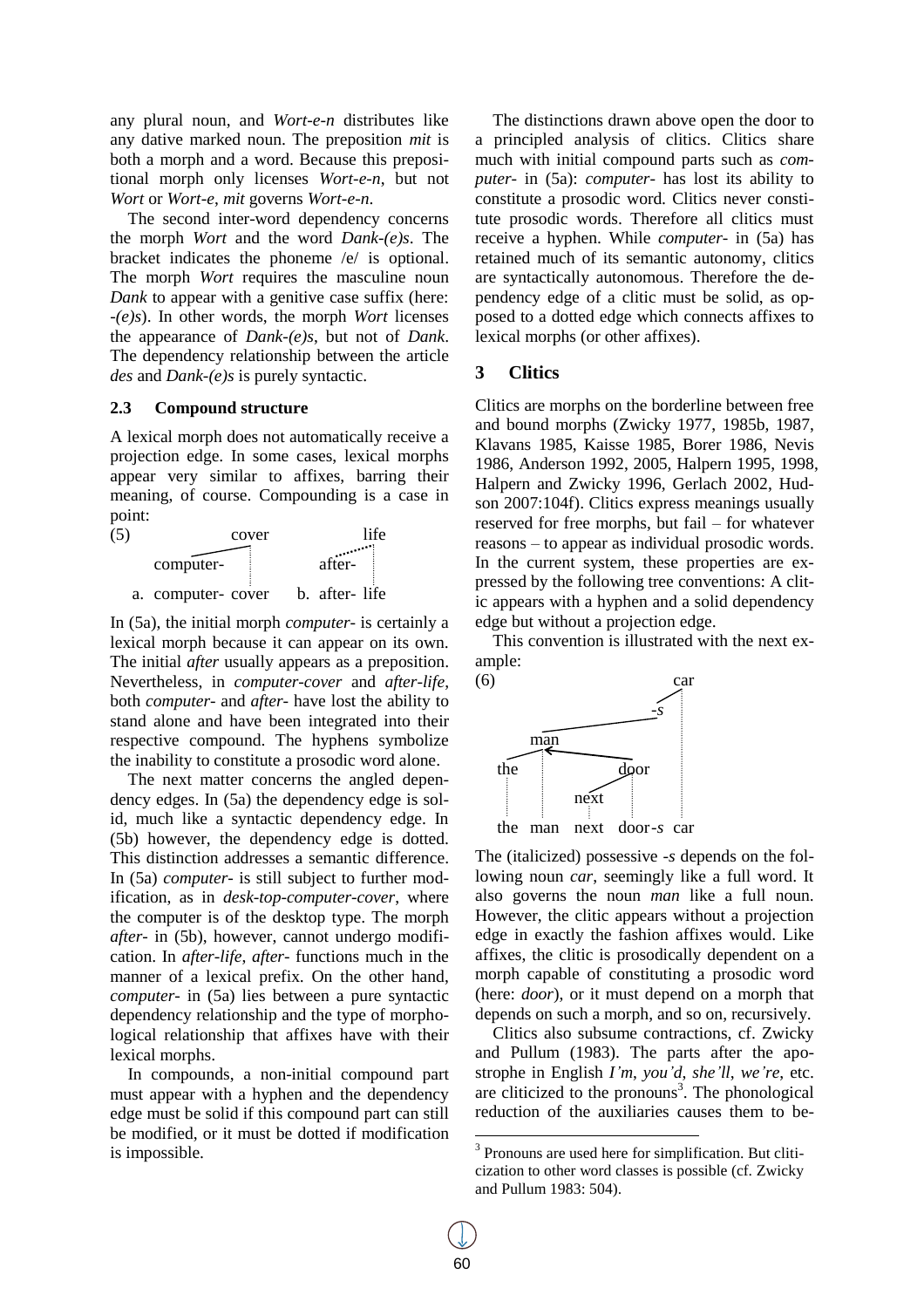any plural noun, and *Wort-e-n* distributes like any dative marked noun. The preposition *mit* is both a morph and a word. Because this prepositional morph only licenses *Wort-e-n*, but not *Wort* or *Wort-e*, *mit* governs *Wort-e-n*.

The second inter-word dependency concerns the morph *Wort* and the word *Dank-(e)s*. The bracket indicates the phoneme /e/ is optional. The morph *Wort* requires the masculine noun *Dank* to appear with a genitive case suffix (here: *-(e)s*). In other words, the morph *Wort* licenses the appearance of *Dank-(e)s*, but not of *Dank*. The dependency relationship between the article *des* and *Dank-(e)s* is purely syntactic.

### 2.3 Compound structure

A lexical morph does not automatically receive a projection edge. In some cases, lexical morphs appear very similar to affixes, barring their meaning, of course. Compounding is a case in point:

(5)

```
          cover            life
computer-            after-
a. computer- cover    b. after- life
```

In (5a), the initial morph *computer-* is certainly a lexical morph because it can appear on its own. The initial *after* usually appears as a preposition. Nevertheless, in *computer-cover* and *after-life*, both *computer-* and *after-* have lost the ability to stand alone and have been integrated into their respective compound. The hyphens symbolize the inability to constitute a prosodic word alone.

The next matter concerns the angled dependency edges. In (5a) the dependency edge is solid, much like a syntactic dependency edge. In (5b) however, the dependency edge is dotted. This distinction addresses a semantic difference. In (5a) *computer-* is still subject to further modification, as in *desk-top-computer-cover*, where the computer is of the desktop type. The morph *after-* in (5b), however, cannot undergo modification. In *after-life*, *after-* functions much in the manner of a lexical prefix. On the other hand, *computer-* in (5a) lies between a pure syntactic dependency relationship and the type of morphological relationship that affixes have with their lexical morphs.

In compounds, a non-initial compound part must appear with a hyphen and the dependency edge must be solid if this compound part can still be modified, or it must be dotted if modification is impossible.

The distinctions drawn above open the door to a principled analysis of clitics. Clitics share much with initial compound parts such as *computer-* in (5a): *computer-* has lost its ability to constitute a prosodic word. Clitics never constitute prosodic words. Therefore all clitics must receive a hyphen. While *computer-* in (5a) has retained much of its semantic autonomy, clitics are syntactically autonomous. Therefore the dependency edge of a clitic must be solid, as opposed to a dotted edge which connects affixes to lexical morphs (or other affixes).

## 3 Clitics

Clitics are morphs on the borderline between free and bound morphs (Zwicky 1977, 1985b, 1987, Klavans 1985, Kaisse 1985, Borer 1986, Nevis 1986, Anderson 1992, 2005, Halpern 1995, 1998, Halpern and Zwicky 1996, Gerlach 2002, Hudson 2007:104f). Clitics express meanings usually reserved for free morphs, but fail – for whatever reasons – to appear as individual prosodic words. In the current system, these properties are expressed by the following tree conventions: A clitic appears with a hyphen and a solid dependency edge but without a projection edge.

This convention is illustrated with the next example:

(6)

```
                              car
                          -s
           man
   the              door
                next
the  man  next  door-s  car
```

The (italicized) possessive *-s* depends on the following noun *car*, seemingly like a full word. It also governs the noun *man* like a full noun. However, the clitic appears without a projection edge in exactly the fashion affixes would. Like affixes, the clitic is prosodically dependent on a morph capable of constituting a prosodic word (here: *door*), or it must depend on a morph that depends on such a morph, and so on, recursively.

Clitics also subsume contractions, cf. Zwicky and Pullum (1983). The parts after the apostrophe in English *I'm*, *you'd*, *she'll*, *we're*, etc. are cliticized to the pronouns[3]. The phonological reduction of the auxiliaries causes them to be-

[3] Pronouns are used here for simplification. But cliticization to other word classes is possible (cf. Zwicky and Pullum 1983: 504).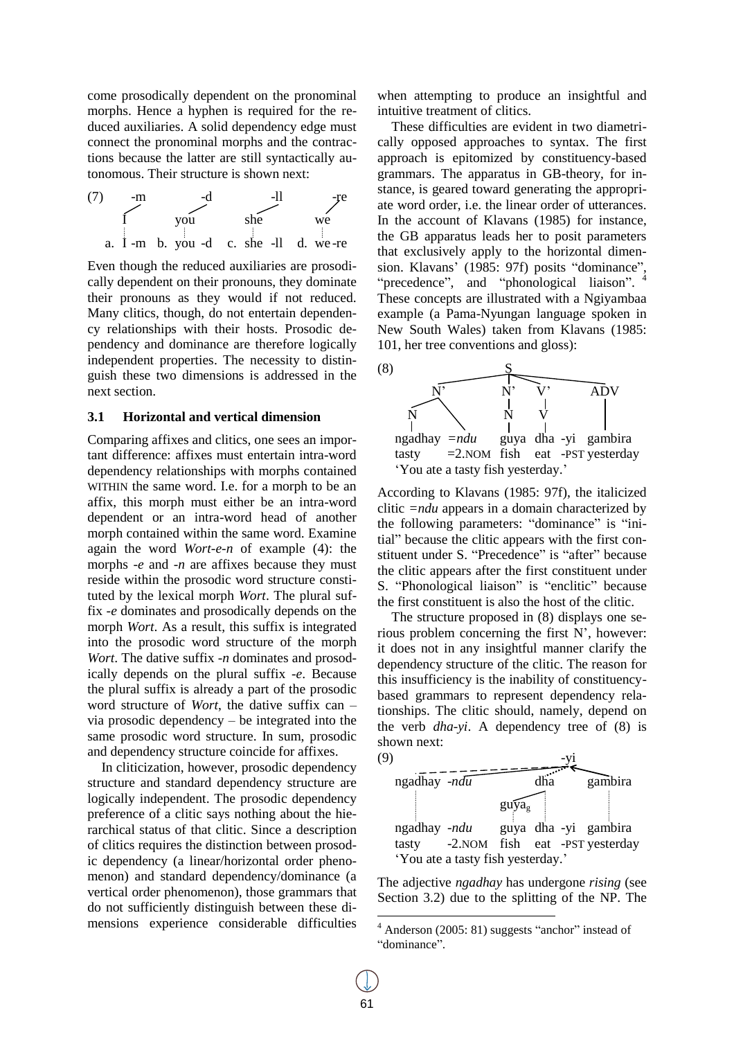come prosodically dependent on the pronominal morphs. Hence a hyphen is required for the reduced auxiliaries. A solid dependency edge must connect the pronominal morphs and the contractions because the latter are still syntactically autonomous. Their structure is shown next:

```
(7)    -m          -d           -ll          -re
      /           /            /            /
     I         you          she          we
     ¦          ¦            ¦            ¦
  a. I -m   b. you -d    c. she -ll   d. we -re
```

Even though the reduced auxiliaries are prosodically dependent on their pronouns, they dominate their pronouns as they would if not reduced. Many clitics, though, do not entertain dependency relationships with their hosts. Prosodic dependency and dominance are therefore logically independent properties. The necessity to distinguish these two dimensions is addressed in the next section.

### 3.1 Horizontal and vertical dimension

Comparing affixes and clitics, one sees an important difference: affixes must entertain intra-word dependency relationships with morphs contained WITHIN the same word. I.e. for a morph to be an affix, this morph must either be an intra-word dependent or an intra-word head of another morph contained within the same word. Examine again the word *Wort-e-n* of example (4): the morphs *-e* and *-n* are affixes because they must reside within the prosodic word structure constituted by the lexical morph *Wort*. The plural suffix *-e* dominates and prosodically depends on the morph *Wort*. As a result, this suffix is integrated into the prosodic word structure of the morph *Wort*. The dative suffix *-n* dominates and prosodically depends on the plural suffix *-e*. Because the plural suffix is already a part of the prosodic word structure of *Wort*, the dative suffix can – via prosodic dependency – be integrated into the same prosodic word structure. In sum, prosodic and dependency structure coincide for affixes.

In cliticization, however, prosodic dependency structure and standard dependency structure are logically independent. The prosodic dependency preference of a clitic says nothing about the hierarchical status of that clitic. Since a description of clitics requires the distinction between prosodic dependency (a linear/horizontal order phenomenon) and standard dependency/dominance (a vertical order phenomenon), those grammars that do not sufficiently distinguish between these dimensions experience considerable difficulties when attempting to produce an insightful and intuitive treatment of clitics.

These difficulties are evident in two diametrically opposed approaches to syntax. The first approach is epitomized by constituency-based grammars. The apparatus in GB-theory, for instance, is geared toward generating the appropriate word order, i.e. the linear order of utterances. In the account of Klavans (1985) for instance, the GB apparatus leads her to posit parameters that exclusively apply to the horizontal dimension. Klavans' (1985: 97f) posits "dominance", "precedence", and "phonological liaison".[4] These concepts are illustrated with a Ngiyambaa example (a Pama-Nyungan language spoken in New South Wales) taken from Klavans (1985: 101, her tree conventions and gloss):

```
(8)                    S
          _____________|_____________________
         N'            N'    V'           ADV
        /  \           |     |             |
       N    \          N     V             |
       |     \         |     |             |
   ngadhay  =ndu    guya  dha  -yi     gambira
   tasty    =2.NOM  fish  eat  -PST    yesterday
   'You ate a tasty fish yesterday.'
```

According to Klavans (1985: 97f), the italicized clitic *=ndu* appears in a domain characterized by the following parameters: "dominance" is "initial" because the clitic appears with the first constituent under S. "Precedence" is "after" because the clitic appears after the first constituent under S. "Phonological liaison" is "enclitic" because the first constituent is also the host of the clitic.

The structure proposed in (8) displays one serious problem concerning the first N', however: it does not in any insightful manner clarify the dependency structure of the clitic. The reason for this insufficiency is the inability of constituency-based grammars to represent dependency relationships. The clitic should, namely, depend on the verb *dha-yi*. A dependency tree of (8) is shown next:

```
(9)                               -yi
        _ _ _ _ _ _ _ _ _ _ _ _ _ /  \
   ngadhay  -ndu            dha      gambira
                    guya_g   ¦
   ngadhay  -ndu    guya  dha  -yi   gambira
   tasty    -2.NOM  fish  eat  -PST  yesterday
   'You ate a tasty fish yesterday.'
```

The adjective *ngadhay* has undergone *rising* (see Section 3.2) due to the splitting of the NP. The

[4] Anderson (2005: 81) suggests "anchor" instead of "dominance".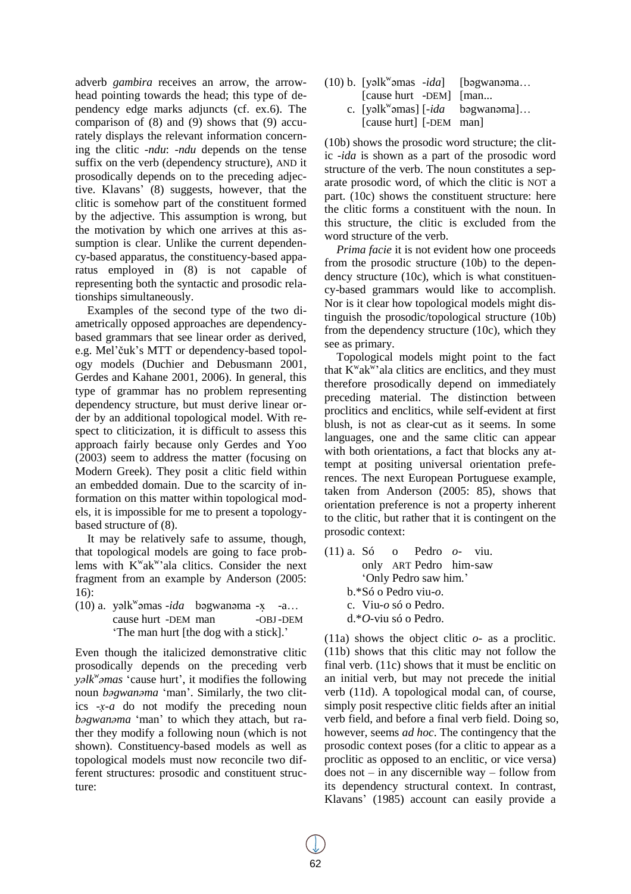adverb *gambira* receives an arrow, the arrowhead pointing towards the head; this type of dependency edge marks adjuncts (cf. ex.6). The comparison of (8) and (9) shows that (9) accurately displays the relevant information concerning the clitic -*ndu*: -*ndu* depends on the tense suffix on the verb (dependency structure), AND it prosodically depends on to the preceding adjective. Klavans' (8) suggests, however, that the clitic is somehow part of the constituent formed by the adjective. This assumption is wrong, but the motivation by which one arrives at this assumption is clear. Unlike the current dependency-based apparatus, the constituency-based apparatus employed in (8) is not capable of representing both the syntactic and prosodic relationships simultaneously.

Examples of the second type of the two diametrically opposed approaches are dependency-based grammars that see linear order as derived, e.g. Mel'čuk's MTT or dependency-based topology models (Duchier and Debusmann 2001, Gerdes and Kahane 2001, 2006). In general, this type of grammar has no problem representing dependency structure, but must derive linear order by an additional topological model. With respect to cliticization, it is difficult to assess this approach fairly because only Gerdes and Yoo (2003) seem to address the matter (focusing on Modern Greek). They posit a clitic field within an embedded domain. Due to the scarcity of information on this matter within topological models, it is impossible for me to present a topology-based structure of (8).

It may be relatively safe to assume, though, that topological models are going to face problems with Kʷakʷ'ala clitics. Consider the next fragment from an example by Anderson (2005: 16):

(10) a. yəlkʷəmas -*ida* bəgwanəma -x̣ -a…
cause hurt -DEM man -OBJ -DEM
'The man hurt [the dog with a stick].'

Even though the italicized demonstrative clitic prosodically depends on the preceding verb *yəlkʷəmas* 'cause hurt', it modifies the following noun *bəgwanəma* 'man'. Similarly, the two clitics -*x̣*-*a* do not modify the preceding noun *bəgwanəma* 'man' to which they attach, but rather they modify a following noun (which is not shown). Constituency-based models as well as topological models must now reconcile two different structures: prosodic and constituent structure:

(10) b. [yəlkʷəmas -*ida*] [bəgwanəma…
[cause hurt -DEM] [man...
c. [yəlkʷəmas] [-*ida* bəgwanəma]…
[cause hurt] [-DEM man]

(10b) shows the prosodic word structure; the clitic -*ida* is shown as a part of the prosodic word structure of the verb. The noun constitutes a separate prosodic word, of which the clitic is NOT a part. (10c) shows the constituent structure: here the clitic forms a constituent with the noun. In this structure, the clitic is excluded from the word structure of the verb.

*Prima facie* it is not evident how one proceeds from the prosodic structure (10b) to the dependency structure (10c), which is what constituency-based grammars would like to accomplish. Nor is it clear how topological models might distinguish the prosodic/topological structure (10b) from the dependency structure (10c), which they see as primary.

Topological models might point to the fact that Kʷakʷ'ala clitics are enclitics, and they must therefore prosodically depend on immediately preceding material. The distinction between proclitics and enclitics, while self-evident at first blush, is not as clear-cut as it seems. In some languages, one and the same clitic can appear with both orientations, a fact that blocks any attempt at positing universal orientation preferences. The next European Portuguese example, taken from Anderson (2005: 85), shows that orientation preference is not a property inherent to the clitic, but rather that it is contingent on the prosodic context:

(11) a. Só o Pedro *o*- viu.
only ART Pedro him-saw
'Only Pedro saw him.'
b.*Só o Pedro viu-*o*.
c. Viu-*o* só o Pedro.
d.**O*-viu só o Pedro.

(11a) shows the object clitic *o*- as a proclitic. (11b) shows that this clitic may not follow the final verb. (11c) shows that it must be enclitic on an initial verb, but may not precede the initial verb (11d). A topological modal can, of course, simply posit respective clitic fields after an initial verb field, and before a final verb field. Doing so, however, seems *ad hoc*. The contingency that the prosodic context poses (for a clitic to appear as a proclitic as opposed to an enclitic, or vice versa) does not – in any discernible way – follow from its dependency structural context. In contrast, Klavans' (1985) account can easily provide a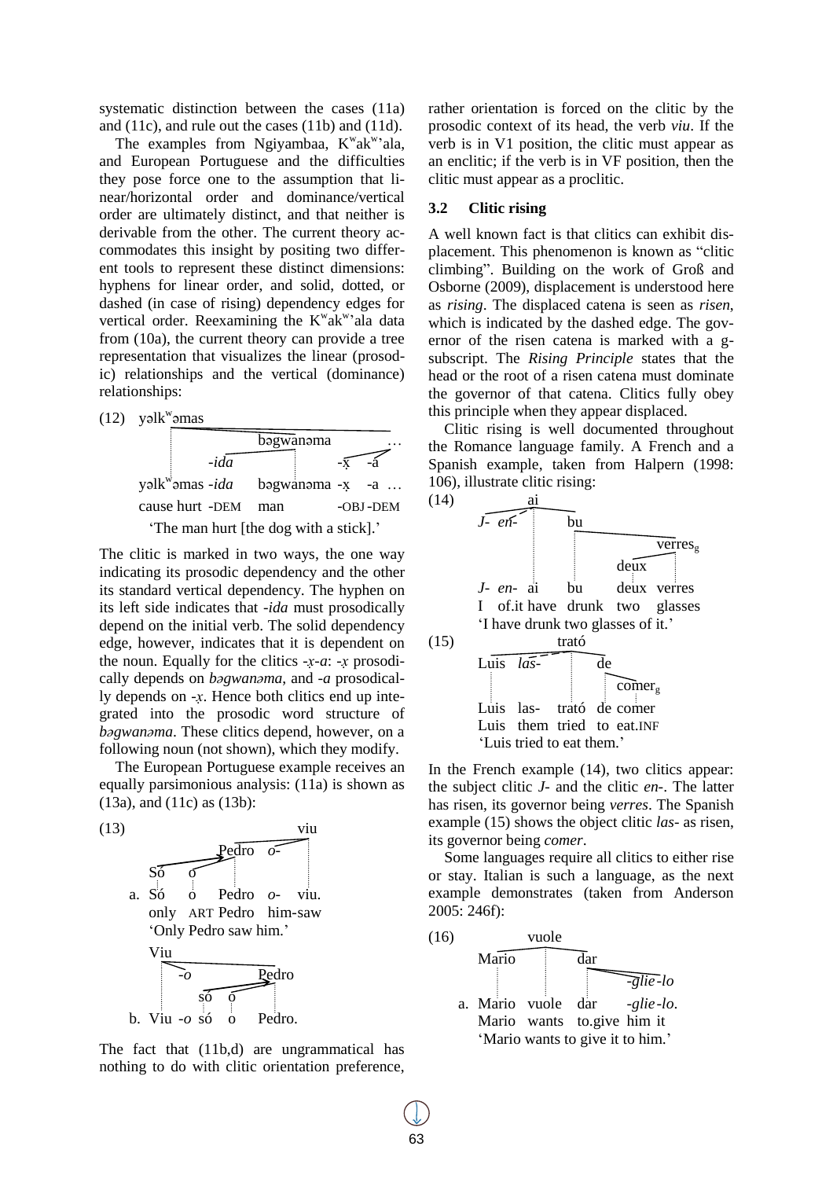systematic distinction between the cases (11a) and (11c), and rule out the cases (11b) and (11d).

The examples from Ngiyambaa, Kʷakʷ'ala, and European Portuguese and the difficulties they pose force one to the assumption that linear/horizontal order and dominance/vertical order are ultimately distinct, and that neither is derivable from the other. The current theory accommodates this insight by positing two different tools to represent these distinct dimensions: hyphens for linear order, and solid, dotted, or dashed (in case of rising) dependency edges for vertical order. Reexamining the Kʷakʷ'ala data from (10a), the current theory can provide a tree representation that visualizes the linear (prosodic) relationships and the vertical (dominance) relationships:

(12)

```
yəlkʷəmas
              bəgwanəma              …
      -ida                  -x̣   -a
yəlkʷəmas -ida   bəgwanəma -x̣   -a …
cause hurt -DEM  man       -OBJ -DEM
```

'The man hurt [the dog with a stick].'

The clitic is marked in two ways, the one way indicating its prosodic dependency and the other its standard vertical dependency. The hyphen on its left side indicates that *-ida* must prosodically depend on the initial verb. The solid dependency edge, however, indicates that it is dependent on the noun. Equally for the clitics *-x̣-a*: *-x̣* prosodically depends on *bəgwanəma*, and *-a* prosodically depends on *-x̣*. Hence both clitics end up integrated into the prosodic word structure of *bəgwanəma*. These clitics depend, however, on a following noun (not shown), which they modify.

The European Portuguese example receives an equally parsimonious analysis: (11a) is shown as (13a), and (11c) as (13b):

(13)

```
                        viu
             Pedro  o-
   Só   o
a. Só   o    Pedro  o-   viu.
   only ART  Pedro  him-saw
```

'Only Pedro saw him.'

```
   Viu
      -o          Pedro
         só   o
b. Viu -o só   o   Pedro.
```

The fact that (11b,d) are ungrammatical has nothing to do with clitic orientation preference, rather orientation is forced on the clitic by the prosodic context of its head, the verb *viu*. If the verb is in V1 position, the clitic must appear as an enclitic; if the verb is in VF position, then the clitic must appear as a proclitic.

### 3.2 Clitic rising

A well known fact is that clitics can exhibit displacement. This phenomenon is known as "clitic climbing". Building on the work of Groß and Osborne (2009), displacement is understood here as *rising*. The displaced catena is seen as *risen*, which is indicated by the dashed edge. The governor of the risen catena is marked with a g-subscript. The *Rising Principle* states that the head or the root of a risen catena must dominate the governor of that catena. Clitics fully obey this principle when they appear displaced.

Clitic rising is well documented throughout the Romance language family. A French and a Spanish example, taken from Halpern (1998: 106), illustrate clitic rising:

(14)

```
          ai
J-  en-         bu
                         verres_g
                    deux
J-  en-   ai    bu    deux  verres
I   of.it have  drunk two   glasses
```

'I have drunk two glasses of it.'

(15)

```
              trató
Luis  las-          de
                       comer_g
Luis  las-   trató  de comer
Luis  them   tried  to eat.INF
```

'Luis tried to eat them.'

In the French example (14), two clitics appear: the subject clitic *J-* and the clitic *en-*. The latter has risen, its governor being *verres*. The Spanish example (15) shows the object clitic *las-* as risen, its governor being *comer*.

Some languages require all clitics to either rise or stay. Italian is such a language, as the next example demonstrates (taken from Anderson 2005: 246f):

(16)

```
          vuole
Mario            dar
                      -glie-lo
a. Mario  vuole  dar   -glie-lo.
   Mario  wants  to.give him it
```

'Mario wants to give it to him.'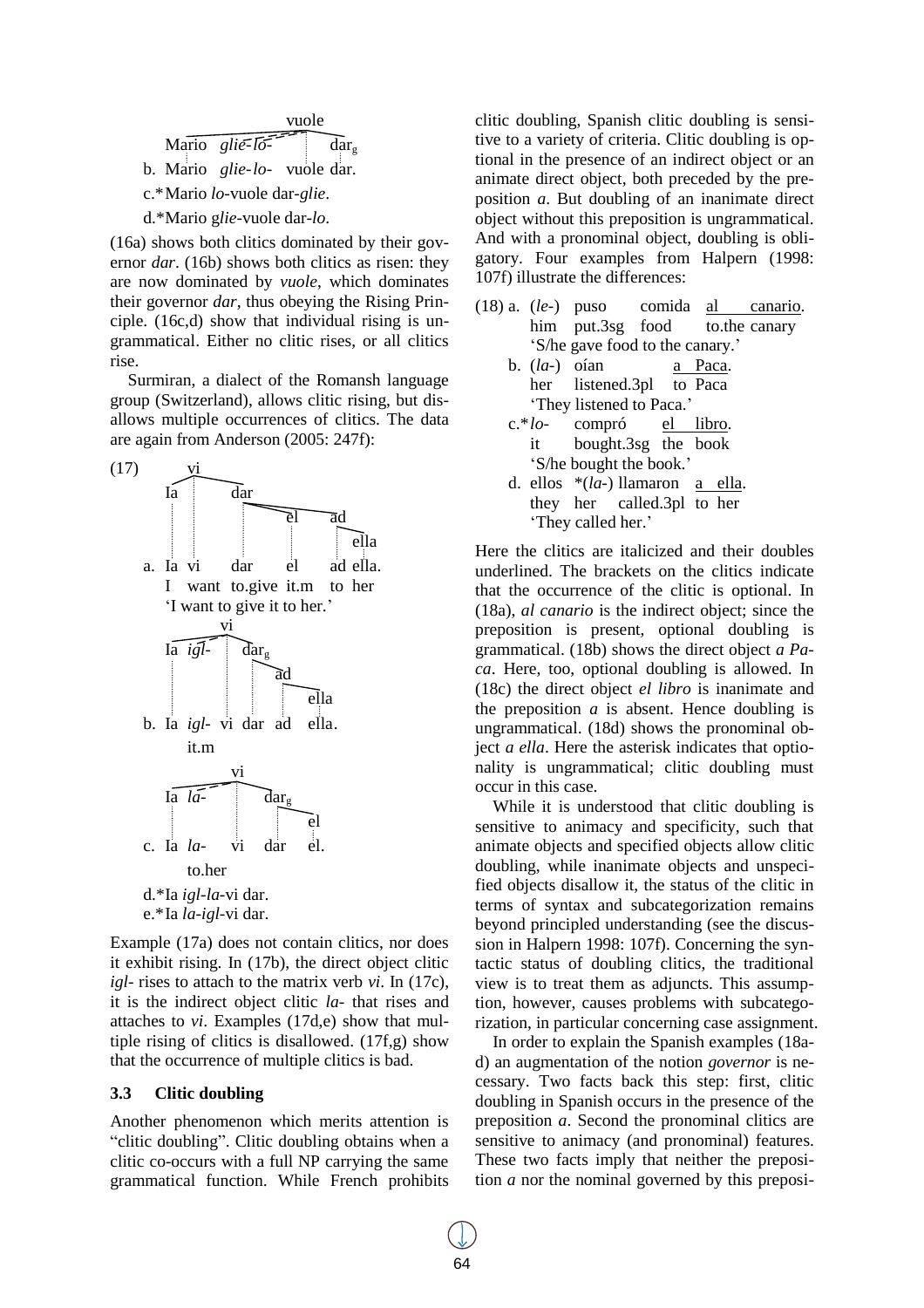vuole

Mario *glie-lo-* $dar_g$

b. Mario *glie-lo-* vuole dar.

c.*Mario *lo*-vuole dar-*glie*.

d.*Mario g*lie*-vuole dar-*lo*.

(16a) shows both clitics dominated by their governor *dar*. (16b) shows both clitics as risen: they are now dominated by *vuole*, which dominates their governor *dar*, thus obeying the Rising Principle. (16c,d) show that individual rising is ungrammatical. Either no clitic rises, or all clitics rise.

Surmiran, a dialect of the Romansh language group (Switzerland), allows clitic rising, but disallows multiple occurrences of clitics. The data are again from Anderson (2005: 247f):

(17) 

a. Ia vi dar el ad ella.
I want to.give it.m to her
'I want to give it to her.'

b. Ia *igl*- vi dar ad ella.
it.m

c. Ia *la*- vi dar el.
to.her

d.*Ia *igl-la*-vi dar.

e.*Ia *la-igl*-vi dar.

Example (17a) does not contain clitics, nor does it exhibit rising. In (17b), the direct object clitic *igl-* rises to attach to the matrix verb *vi*. In (17c), it is the indirect object clitic *la-* that rises and attaches to *vi*. Examples (17d,e) show that multiple rising of clitics is disallowed. (17f,g) show that the occurrence of multiple clitics is bad.

### 3.3 Clitic doubling

Another phenomenon which merits attention is "clitic doubling". Clitic doubling obtains when a clitic co-occurs with a full NP carrying the same grammatical function. While French prohibits clitic doubling, Spanish clitic doubling is sensitive to a variety of criteria. Clitic doubling is optional in the presence of an indirect object or an animate direct object, both preceded by the preposition *a*. But doubling of an inanimate direct object without this preposition is ungrammatical. And with a pronominal object, doubling is obligatory. Four examples from Halpern (1998: 107f) illustrate the differences:

(18) a. (*le*-) puso comida <u>al canario</u>.
him put.3sg food to.the canary
'S/he gave food to the canary.'

b. (*la*-) oían <u>a Paca</u>.
her listened.3pl to Paca
'They listened to Paca.'

c.**lo*- compró <u>el libro</u>.
it bought.3sg the book
'S/he bought the book.'

d. ellos *(*la*-) llamaron <u>a ella</u>.
they her called.3pl to her
'They called her.'

Here the clitics are italicized and their doubles underlined. The brackets on the clitics indicate that the occurrence of the clitic is optional. In (18a), *al canario* is the indirect object; since the preposition is present, optional doubling is grammatical. (18b) shows the direct object *a Paca*. Here, too, optional doubling is allowed. In (18c) the direct object *el libro* is inanimate and the preposition *a* is absent. Hence doubling is ungrammatical. (18d) shows the pronominal object *a ella*. Here the asterisk indicates that optionality is ungrammatical; clitic doubling must occur in this case.

While it is understood that clitic doubling is sensitive to animacy and specificity, such that animate objects and specified objects allow clitic doubling, while inanimate objects and unspecified objects disallow it, the status of the clitic in terms of syntax and subcategorization remains beyond principled understanding (see the discussion in Halpern 1998: 107f). Concerning the syntactic status of doubling clitics, the traditional view is to treat them as adjuncts. This assumption, however, causes problems with subcategorization, in particular concerning case assignment.

In order to explain the Spanish examples (18a-d) an augmentation of the notion *governor* is necessary. Two facts back this step: first, clitic doubling in Spanish occurs in the presence of the preposition *a*. Second the pronominal clitics are sensitive to animacy (and pronominal) features. These two facts imply that neither the preposition *a* nor the nominal governed by this preposi-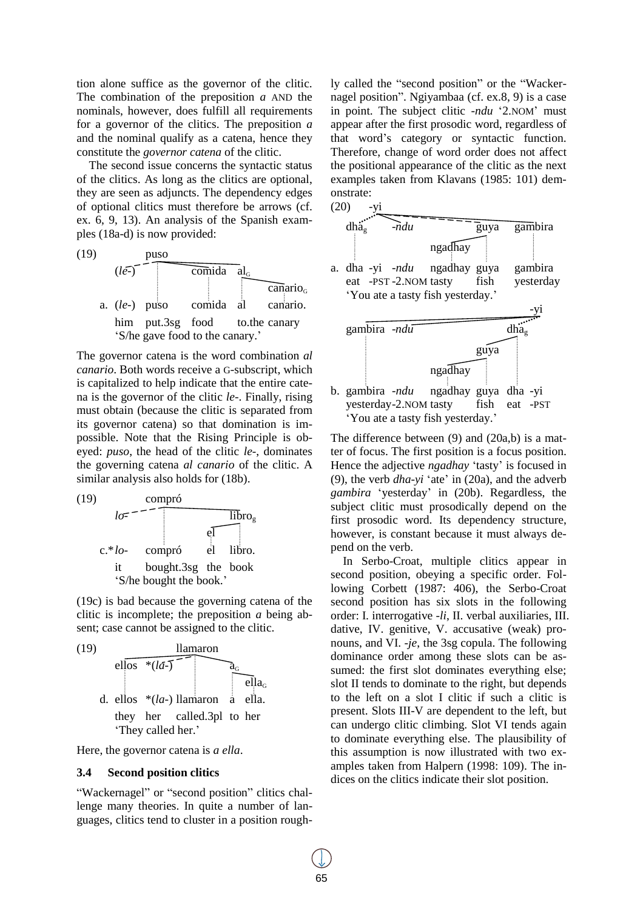tion alone suffice as the governor of the clitic. The combination of the preposition *a* AND the nominals, however, does fulfill all requirements for a governor of the clitics. The preposition *a* and the nominal qualify as a catena, hence they constitute the *governor catena* of the clitic.

The second issue concerns the syntactic status of the clitics. As long as the clitics are optional, they are seen as adjuncts. The dependency edges of optional clitics must therefore be arrows (cf. ex. 6, 9, 13). An analysis of the Spanish examples (18a-d) is now provided:

(19)

a. (*le*-) puso comida al canario.
him put.3sg food to.the canary
'S/he gave food to the canary.'

The governor catena is the word combination *al canario*. Both words receive a G-subscript, which is capitalized to help indicate that the entire catena is the governor of the clitic *le*-. Finally, rising must obtain (because the clitic is separated from its governor catena) so that domination is impossible. Note that the Rising Principle is obeyed: *puso*, the head of the clitic *le*-, dominates the governing catena *al canario* of the clitic. A similar analysis also holds for (18b).

(19)

c.\**lo*- compró el libro.
it bought.3sg the book
'S/he bought the book.'

(19c) is bad because the governing catena of the clitic is incomplete; the preposition *a* being absent; case cannot be assigned to the clitic.

(19)

d. ellos \*(*la*-) llamaron a ella.
they her called.3pl to her
'They called her.'

Here, the governor catena is *a ella*.

### 3.4 Second position clitics

"Wackernagel" or "second position" clitics challenge many theories. In quite a number of languages, clitics tend to cluster in a position roughly called the "second position" or the "Wackernagel position". Ngiyambaa (cf. ex.8, 9) is a case in point. The subject clitic *-ndu* '2.NOM' must appear after the first prosodic word, regardless of that word's category or syntactic function. Therefore, change of word order does not affect the positional appearance of the clitic as the next examples taken from Klavans (1985: 101) demonstrate:

(20)

a. dha -yi -*ndu* ngadhay guya gambira
eat -PST -2.NOM tasty fish yesterday
'You ate a tasty fish yesterday.'

b. gambira -*ndu* ngadhay guya dha -yi
yesterday-2.NOM tasty fish eat -PST
'You ate a tasty fish yesterday.'

The difference between (9) and (20a,b) is a matter of focus. The first position is a focus position. Hence the adjective *ngadhay* 'tasty' is focused in (9), the verb *dha-yi* 'ate' in (20a), and the adverb *gambira* 'yesterday' in (20b). Regardless, the subject clitic must prosodically depend on the first prosodic word. Its dependency structure, however, is constant because it must always depend on the verb.

In Serbo-Croat, multiple clitics appear in second position, obeying a specific order. Following Corbett (1987: 406), the Serbo-Croat second position has six slots in the following order: I. interrogative *-li*, II. verbal auxiliaries, III. dative, IV. genitive, V. accusative (weak) pronouns, and VI. *-je*, the 3sg copula. The following dominance order among these slots can be assumed: the first slot dominates everything else; slot II tends to dominate to the right, but depends to the left on a slot I clitic if such a clitic is present. Slots III-V are dependent to the left, but can undergo clitic climbing. Slot VI tends again to dominate everything else. The plausibility of this assumption is now illustrated with two examples taken from Halpern (1998: 109). The indices on the clitics indicate their slot position.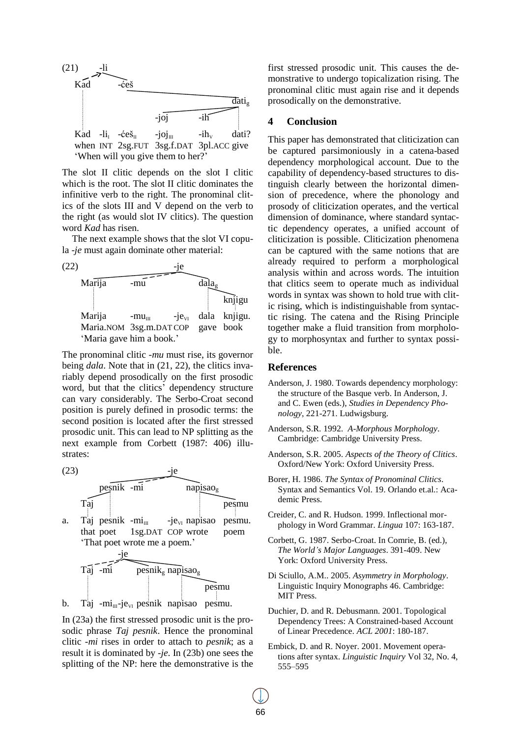(21) Kad -li -ćeš -joj -ih dati

Kad -li$_{I}$ -ćeš$_{II}$ -joj$_{III}$ -ih$_{V}$ dati?
when INT 2sg.FUT 3sg.f.DAT 3pl.ACC give
'When will you give them to her?'

The slot II clitic depends on the slot I clitic which is the root. The slot II clitic dominates the infinitive verb to the right. The pronominal clitics of the slots III and V depend on the verb to the right (as would slot IV clitics). The question word *Kad* has risen.

The next example shows that the slot VI copula *-je* must again dominate other material:

(22) Marija -mu -je dala knjigu

Marija -mu$_{III}$ -je$_{VI}$ dala knjigu.
Maria.NOM 3sg.m.DAT COP gave book
'Maria gave him a book.'

The pronominal clitic *-mu* must rise, its governor being *dala*. Note that in (21, 22), the clitics invariably depend prosodically on the first prosodic word, but that the clitics' dependency structure can vary considerably. The Serbo-Croat second position is purely defined in prosodic terms: the second position is located after the first stressed prosodic unit. This can lead to NP splitting as the next example from Corbett (1987: 406) illustrates:

(23)

a. Taj pesnik -mi$_{III}$ -je$_{VI}$ napisao pesmu.
that poet 1sg.DAT COP wrote poem
'That poet wrote me a poem.'

b. Taj -mi$_{III}$-je$_{VI}$ pesnik napisao pesmu.

In (23a) the first stressed prosodic unit is the prosodic phrase *Taj pesnik*. Hence the pronominal clitic *-mi* rises in order to attach to *pesnik*; as a result it is dominated by *-je*. In (23b) one sees the splitting of the NP: here the demonstrative is the first stressed prosodic unit. This causes the demonstrative to undergo topicalization rising. The pronominal clitic must again rise and it depends prosodically on the demonstrative.

## 4 Conclusion

This paper has demonstrated that cliticization can be captured parsimoniously in a catena-based dependency morphological account. Due to the capability of dependency-based structures to distinguish clearly between the horizontal dimension of precedence, where the phonology and prosody of cliticization operates, and the vertical dimension of dominance, where standard syntactic dependency operates, a unified account of cliticization is possible. Cliticization phenomena can be captured with the same notions that are already required to perform a morphological analysis within and across words. The intuition that clitics seem to operate much as individual words in syntax was shown to hold true with clitic rising, which is indistinguishable from syntactic rising. The catena and the Rising Principle together make a fluid transition from morphology to morphosyntax and further to syntax possible.

## References

- Anderson, J. 1980. Towards dependency morphology: the structure of the Basque verb. In Anderson, J. and C. Ewen (eds.), *Studies in Dependency Phonology*, 221-271. Ludwigsburg.
- Anderson, S.R. 1992. *A-Morphous Morphology*. Cambridge: Cambridge University Press.
- Anderson, S.R. 2005. *Aspects of the Theory of Clitics*. Oxford/New York: Oxford University Press.
- Borer, H. 1986. *The Syntax of Pronominal Clitics*. Syntax and Semantics Vol. 19. Orlando et.al.: Academic Press.
- Creider, C. and R. Hudson. 1999. Inflectional morphology in Word Grammar. *Lingua* 107: 163-187.
- Corbett, G. 1987. Serbo-Croat. In Comrie, B. (ed.), *The World's Major Languages*. 391-409. New York: Oxford University Press.
- Di Sciullo, A.M.. 2005. *Asymmetry in Morphology*. Linguistic Inquiry Monographs 46. Cambridge: MIT Press.
- Duchier, D. and R. Debusmann. 2001. Topological Dependency Trees: A Constrained-based Account of Linear Precedence. *ACL 2001*: 180-187.
- Embick, D. and R. Noyer. 2001. Movement operations after syntax. *Linguistic Inquiry* Vol 32, No. 4, 555–595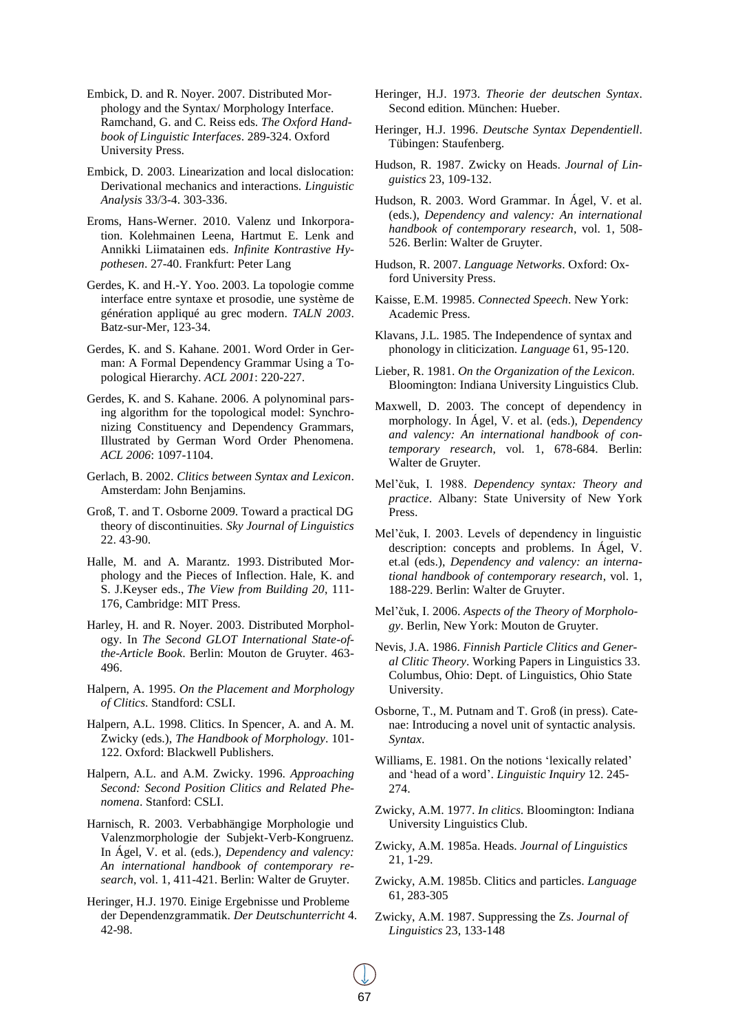Embick, D. and R. Noyer. 2007. Distributed Morphology and the Syntax/ Morphology Interface. Ramchand, G. and C. Reiss eds. *The Oxford Handbook of Linguistic Interfaces*. 289-324. Oxford University Press.

Embick, D. 2003. Linearization and local dislocation: Derivational mechanics and interactions. *Linguistic Analysis* 33/3-4. 303-336.

Eroms, Hans-Werner. 2010. Valenz und Inkorporation. Kolehmainen Leena, Hartmut E. Lenk and Annikki Liimatainen eds. *Infinite Kontrastive Hypothesen*. 27-40. Frankfurt: Peter Lang

Gerdes, K. and H.-Y. Yoo. 2003. La topologie comme interface entre syntaxe et prosodie, une système de génération appliqué au grec modern. *TALN 2003*. Batz-sur-Mer, 123-34.

Gerdes, K. and S. Kahane. 2001. Word Order in German: A Formal Dependency Grammar Using a Topological Hierarchy. *ACL 2001*: 220-227.

Gerdes, K. and S. Kahane. 2006. A polynominal parsing algorithm for the topological model: Synchronizing Constituency and Dependency Grammars, Illustrated by German Word Order Phenomena. *ACL 2006*: 1097-1104.

Gerlach, B. 2002. *Clitics between Syntax and Lexicon*. Amsterdam: John Benjamins.

Groß, T. and T. Osborne 2009. Toward a practical DG theory of discontinuities. *Sky Journal of Linguistics* 22. 43-90.

Halle, M. and A. Marantz. 1993. Distributed Morphology and the Pieces of Inflection. Hale, K. and S. J.Keyser eds., *The View from Building 20*, 111-176, Cambridge: MIT Press.

Harley, H. and R. Noyer. 2003. Distributed Morphology. In *The Second GLOT International State-of-the-Article Book*. Berlin: Mouton de Gruyter. 463-496.

Halpern, A. 1995. *On the Placement and Morphology of Clitics*. Standford: CSLI.

Halpern, A.L. 1998. Clitics. In Spencer, A. and A. M. Zwicky (eds.), *The Handbook of Morphology*. 101-122. Oxford: Blackwell Publishers.

Halpern, A.L. and A.M. Zwicky. 1996. *Approaching Second: Second Position Clitics and Related Phenomena*. Stanford: CSLI.

Harnisch, R. 2003. Verbabhängige Morphologie und Valenzmorphologie der Subjekt-Verb-Kongruenz. In Ágel, V. et al. (eds.), *Dependency and valency: An international handbook of contemporary research*, vol. 1, 411-421. Berlin: Walter de Gruyter.

Heringer, H.J. 1970. Einige Ergebnisse und Probleme der Dependenzgrammatik. *Der Deutschunterricht* 4. 42-98.

Heringer, H.J. 1973. *Theorie der deutschen Syntax*. Second edition. München: Hueber.

Heringer, H.J. 1996. *Deutsche Syntax Dependentiell*. Tübingen: Staufenberg.

Hudson, R. 1987. Zwicky on Heads. *Journal of Linguistics* 23, 109-132.

Hudson, R. 2003. Word Grammar. In Ágel, V. et al. (eds.), *Dependency and valency: An international handbook of contemporary research*, vol. 1, 508-526. Berlin: Walter de Gruyter.

Hudson, R. 2007. *Language Networks*. Oxford: Oxford University Press.

Kaisse, E.M. 19985. *Connected Speech*. New York: Academic Press.

Klavans, J.L. 1985. The Independence of syntax and phonology in cliticization. *Language* 61, 95-120.

Lieber, R. 1981. *On the Organization of the Lexicon*. Bloomington: Indiana University Linguistics Club.

Maxwell, D. 2003. The concept of dependency in morphology. In Ágel, V. et al. (eds.), *Dependency and valency: An international handbook of contemporary research*, vol. 1, 678-684. Berlin: Walter de Gruyter.

Mel'čuk, I. 1988. *Dependency syntax: Theory and practice*. Albany: State University of New York Press.

Mel'čuk, I. 2003. Levels of dependency in linguistic description: concepts and problems. In Ágel, V. et.al (eds.), *Dependency and valency: an international handbook of contemporary research*, vol. 1, 188-229. Berlin: Walter de Gruyter.

Mel'čuk, I. 2006. *Aspects of the Theory of Morphology*. Berlin, New York: Mouton de Gruyter.

Nevis, J.A. 1986. *Finnish Particle Clitics and General Clitic Theory*. Working Papers in Linguistics 33. Columbus, Ohio: Dept. of Linguistics, Ohio State University.

Osborne, T., M. Putnam and T. Groß (in press). Catenae: Introducing a novel unit of syntactic analysis. *Syntax*.

Williams, E. 1981. On the notions 'lexically related' and 'head of a word'. *Linguistic Inquiry* 12. 245-274.

Zwicky, A.M. 1977. *In clitics*. Bloomington: Indiana University Linguistics Club.

Zwicky, A.M. 1985a. Heads. *Journal of Linguistics* 21, 1-29.

Zwicky, A.M. 1985b. Clitics and particles. *Language* 61, 283-305

Zwicky, A.M. 1987. Suppressing the Zs. *Journal of Linguistics* 23, 133-148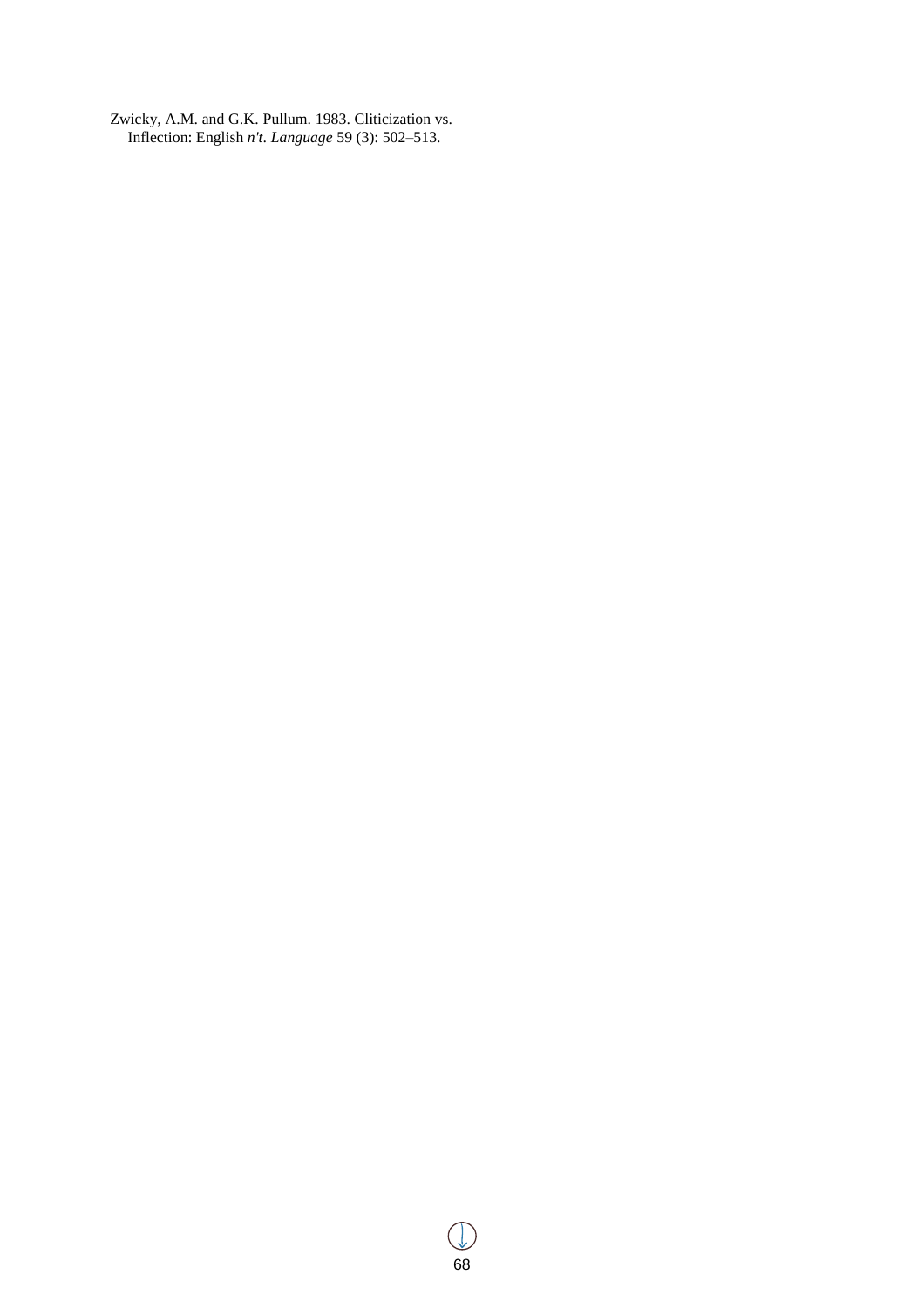Zwicky, A.M. and G.K. Pullum. 1983. Cliticization vs. Inflection: English *n't*. *Language* 59 (3): 502–513.